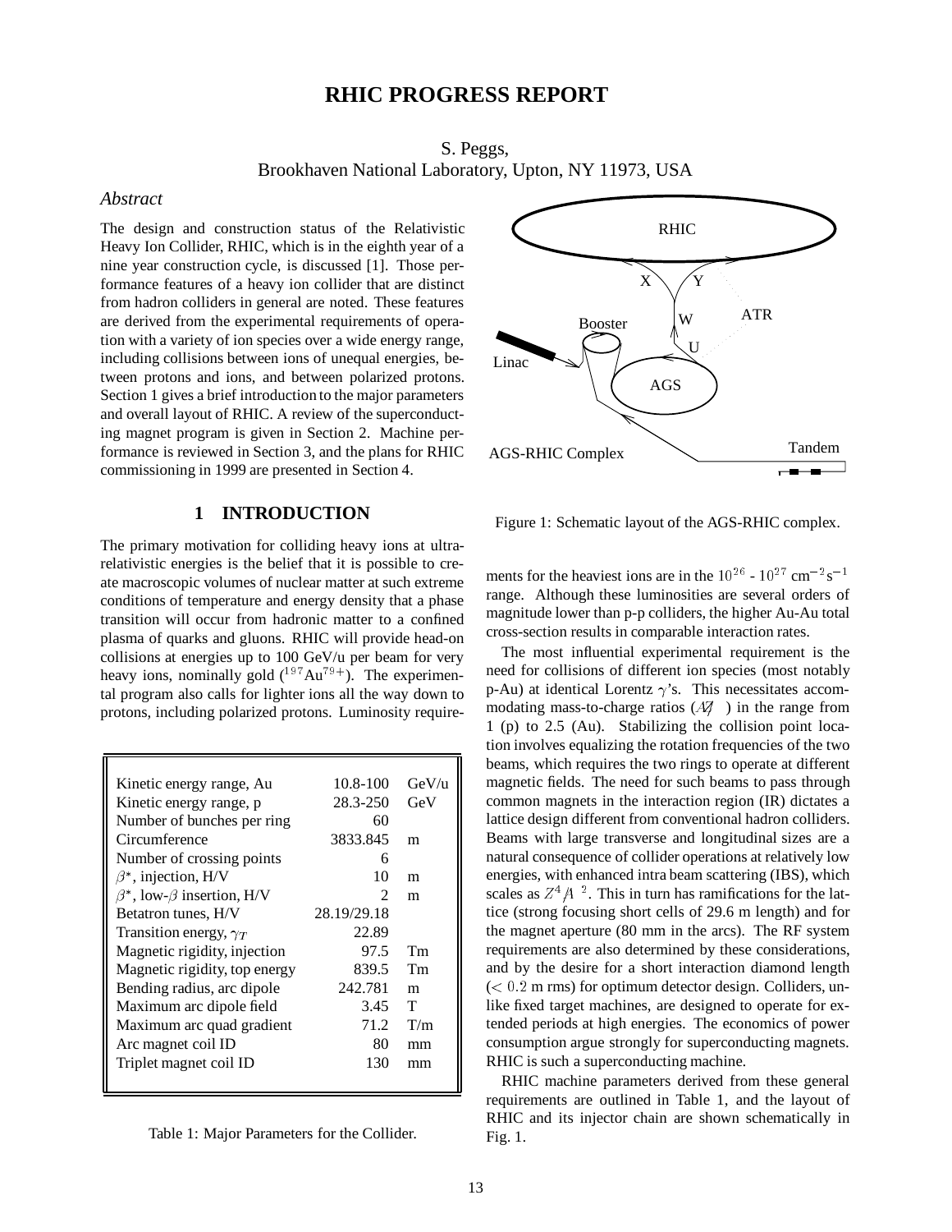# RHIC PROGRESS REPORT

S. Peggs,
Brookhaven National Laboratory, Upton, NY 11973, USA

*Abstract*

The design and construction status of the Relativistic Heavy Ion Collider, RHIC, which is in the eighth year of a nine year construction cycle, is discussed [1]. Those performance features of a heavy ion collider that are distinct from hadron colliders in general are noted. These features are derived from the experimental requirements of operation with a variety of ion species over a wide energy range, including collisions between ions of unequal energies, between protons and ions, and between polarized protons. Section 1 gives a brief introduction to the major parameters and overall layout of RHIC. A review of the superconducting magnet program is given in Section 2. Machine performance is reviewed in Section 3, and the plans for RHIC commissioning in 1999 are presented in Section 4.

## 1 INTRODUCTION

The primary motivation for colliding heavy ions at ultra-relativistic energies is the belief that it is possible to create macroscopic volumes of nuclear matter at such extreme conditions of temperature and energy density that a phase transition will occur from hadronic matter to a confined plasma of quarks and gluons. RHIC will provide head-on collisions at energies up to 100 GeV/u per beam for very heavy ions, nominally gold ($^{197}Au^{79+}$). The experimental program also calls for lighter ions all the way down to protons, including polarized protons. Luminosity requirements for the heaviest ions are in the $10^{26}$ - $10^{27}$ cm$^{-2}$s$^{-1}$ range. Although these luminosities are several orders of magnitude lower than p-p colliders, the higher Au-Au total cross-section results in comparable interaction rates.

| | | |
|---|---|---|
| Kinetic energy range, Au | 10.8-100 | GeV/u |
| Kinetic energy range, p | 28.3-250 | GeV |
| Number of bunches per ring | 60 | |
| Circumference | 3833.845 | m |
| Number of crossing points | 6 | |
| $\beta^*$, injection, H/V | 10 | m |
| $\beta^*$, low-$\beta$ insertion, H/V | 2 | m |
| Betatron tunes, H/V | 28.19/29.18 | |
| Transition energy, $\gamma_T$ | 22.89 | |
| Magnetic rigidity, injection | 97.5 | Tm |
| Magnetic rigidity, top energy | 839.5 | Tm |
| Bending radius, arc dipole | 242.781 | m |
| Maximum arc dipole field | 3.45 | T |
| Maximum arc quad gradient | 71.2 | T/m |
| Arc magnet coil ID | 80 | mm |
| Triplet magnet coil ID | 130 | mm |

Table 1: Major Parameters for the Collider.

Figure 1: Schematic layout of the AGS-RHIC complex.

The most influential experimental requirement is the need for collisions of different ion species (most notably p-Au) at identical Lorentz $\gamma$'s. This necessitates accommodating mass-to-charge ratios ($A/Z$) in the range from 1 (p) to 2.5 (Au). Stabilizing the collision point location involves equalizing the rotation frequencies of the two beams, which requires the two rings to operate at different magnetic fields. The need for such beams to pass through common magnets in the interaction region (IR) dictates a lattice design different from conventional hadron colliders. Beams with large transverse and longitudinal sizes are a natural consequence of collider operations at relatively low energies, with enhanced intra beam scattering (IBS), which scales as $Z^4/A^2$. This in turn has ramifications for the lattice (strong focusing short cells of 29.6 m length) and for the magnet aperture (80 mm in the arcs). The RF system requirements are also determined by these considerations, and by the desire for a short interaction diamond length ($< 0.2$ m rms) for optimum detector design. Colliders, unlike fixed target machines, are designed to operate for extended periods at high energies. The economics of power consumption argue strongly for superconducting magnets. RHIC is such a superconducting machine.

RHIC machine parameters derived from these general requirements are outlined in Table 1, and the layout of RHIC and its injector chain are shown schematically in Fig. 1.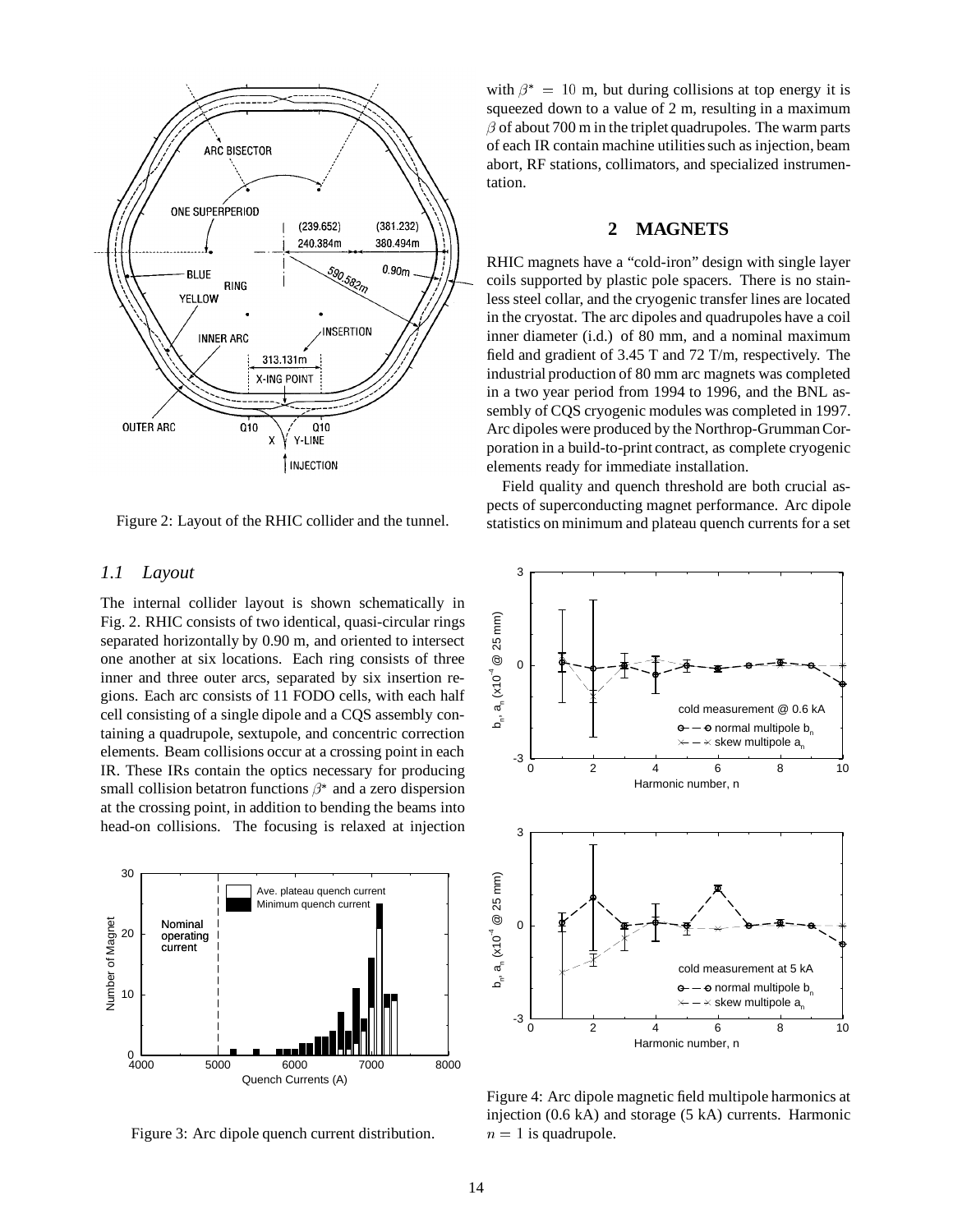Figure 2: Layout of the RHIC collider and the tunnel.

### 1.1 Layout

The internal collider layout is shown schematically in Fig. 2. RHIC consists of two identical, quasi-circular rings separated horizontally by 0.90 m, and oriented to intersect one another at six locations. Each ring consists of three inner and three outer arcs, separated by six insertion regions. Each arc consists of 11 FODO cells, with each half cell consisting of a single dipole and a CQS assembly containing a quadrupole, sextupole, and concentric correction elements. Beam collisions occur at a crossing point in each IR. These IRs contain the optics necessary for producing small collision betatron functions $\beta^*$ and a zero dispersion at the crossing point, in addition to bending the beams into head-on collisions. The focusing is relaxed at injection with $\beta^* = 10$ m, but during collisions at top energy it is squeezed down to a value of 2 m, resulting in a maximum $\beta$ of about 700 m in the triplet quadrupoles. The warm parts of each IR contain machine utilities such as injection, beam abort, RF stations, collimators, and specialized instrumentation.

Figure 3: Arc dipole quench current distribution.

## 2 MAGNETS

RHIC magnets have a "cold-iron" design with single layer coils supported by plastic pole spacers. There is no stainless steel collar, and the cryogenic transfer lines are located in the cryostat. The arc dipoles and quadrupoles have a coil inner diameter (i.d.) of 80 mm, and a nominal maximum field and gradient of 3.45 T and 72 T/m, respectively. The industrial production of 80 mm arc magnets was completed in a two year period from 1994 to 1996, and the BNL assembly of CQS cryogenic modules was completed in 1997. Arc dipoles were produced by the Northrop-Grumman Corporation in a build-to-print contract, as complete cryogenic elements ready for immediate installation.

Field quality and quench threshold are both crucial aspects of superconducting magnet performance. Arc dipole statistics on minimum and plateau quench currents for a set

Figure 4: Arc dipole magnetic field multipole harmonics at injection (0.6 kA) and storage (5 kA) currents. Harmonic $n = 1$ is quadrupole.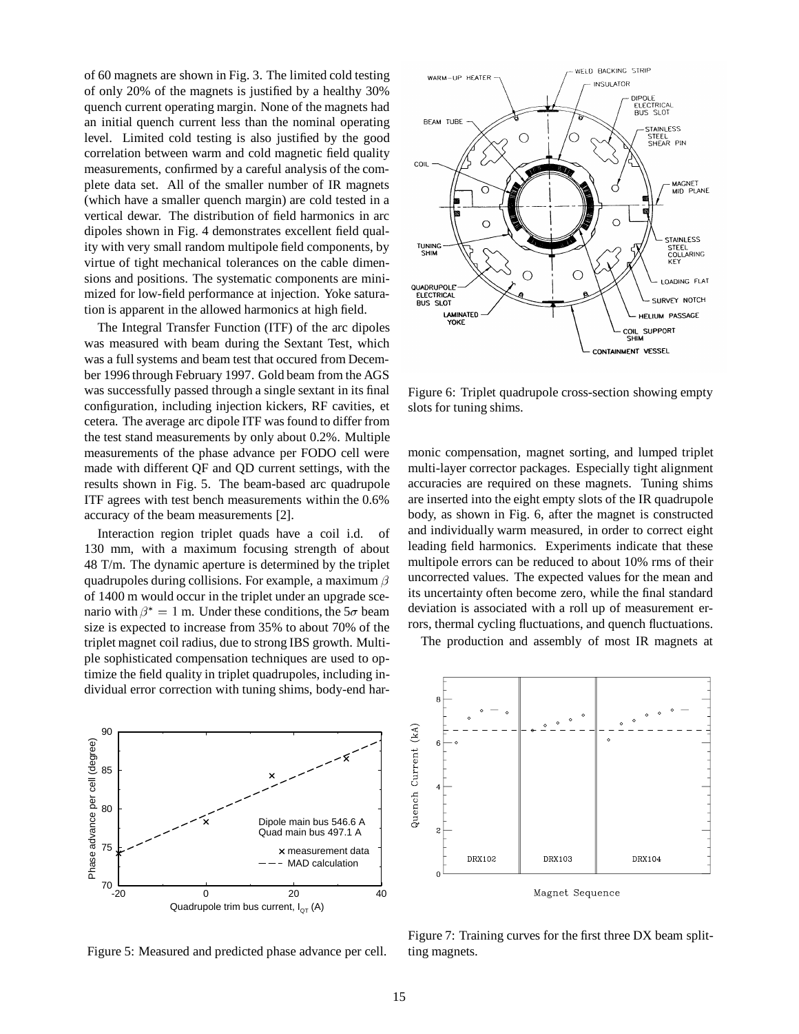of 60 magnets are shown in Fig. 3. The limited cold testing of only 20% of the magnets is justified by a healthy 30% quench current operating margin. None of the magnets had an initial quench current less than the nominal operating level. Limited cold testing is also justified by the good correlation between warm and cold magnetic field quality measurements, confirmed by a careful analysis of the complete data set. All of the smaller number of IR magnets (which have a smaller quench margin) are cold tested in a vertical dewar. The distribution of field harmonics in arc dipoles shown in Fig. 4 demonstrates excellent field quality with very small random multipole field components, by virtue of tight mechanical tolerances on the cable dimensions and positions. The systematic components are minimized for low-field performance at injection. Yoke saturation is apparent in the allowed harmonics at high field.

The Integral Transfer Function (ITF) of the arc dipoles was measured with beam during the Sextant Test, which was a full systems and beam test that occured from December 1996 through February 1997. Gold beam from the AGS was successfully passed through a single sextant in its final configuration, including injection kickers, RF cavities, et cetera. The average arc dipole ITF was found to differ from the test stand measurements by only about 0.2%. Multiple measurements of the phase advance per FODO cell were made with different QF and QD current settings, with the results shown in Fig. 5. The beam-based arc quadrupole ITF agrees with test bench measurements within the 0.6% accuracy of the beam measurements [2].

Interaction region triplet quads have a coil i.d. of 130 mm, with a maximum focusing strength of about 48 T/m. The dynamic aperture is determined by the triplet quadrupoles during collisions. For example, a maximum $\beta$ of 1400 m would occur in the triplet under an upgrade scenario with $\beta^* = 1$ m. Under these conditions, the $5\sigma$ beam size is expected to increase from 35% to about 70% of the triplet magnet coil radius, due to strong IBS growth. Multiple sophisticated compensation techniques are used to optimize the field quality in triplet quadrupoles, including individual error correction with tuning shims, body-end harmonic compensation, magnet sorting, and lumped triplet multi-layer corrector packages. Especially tight alignment accuracies are required on these magnets. Tuning shims are inserted into the eight empty slots of the IR quadrupole body, as shown in Fig. 6, after the magnet is constructed and individually warm measured, in order to correct eight leading field harmonics. Experiments indicate that these multipole errors can be reduced to about 10% rms of their uncorrected values. The expected values for the mean and its uncertainty often become zero, while the final standard deviation is associated with a roll up of measurement errors, thermal cycling fluctuations, and quench fluctuations.

The production and assembly of most IR magnets at

Figure 5: Measured and predicted phase advance per cell.

Figure 6: Triplet quadrupole cross-section showing empty slots for tuning shims.

Figure 7: Training curves for the first three DX beam splitting magnets.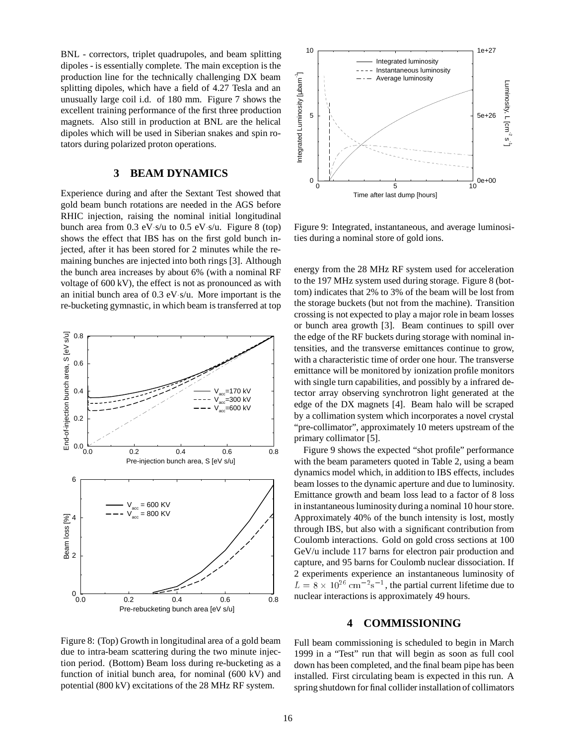BNL - correctors, triplet quadrupoles, and beam splitting dipoles - is essentially complete. The main exception is the production line for the technically challenging DX beam splitting dipoles, which have a field of 4.27 Tesla and an unusually large coil i.d. of 180 mm. Figure 7 shows the excellent training performance of the first three production magnets. Also still in production at BNL are the helical dipoles which will be used in Siberian snakes and spin rotators during polarized proton operations.

## 3 BEAM DYNAMICS

Experience during and after the Sextant Test showed that gold beam bunch rotations are needed in the AGS before RHIC injection, raising the nominal initial longitudinal bunch area from 0.3 eV·s/u to 0.5 eV·s/u. Figure 8 (top) shows the effect that IBS has on the first gold bunch injected, after it has been stored for 2 minutes while the remaining bunches are injected into both rings [3]. Although the bunch area increases by about 6% (with a nominal RF voltage of 600 kV), the effect is not as pronounced as with an initial bunch area of 0.3 eV·s/u. More important is the re-bucketing gymnastic, in which beam is transferred at top energy from the 28 MHz RF system used for acceleration to the 197 MHz system used during storage. Figure 8 (bottom) indicates that 2% to 3% of the beam will be lost from the storage buckets (but not from the machine). Transition crossing is not expected to play a major role in beam losses or bunch area growth [3]. Beam continues to spill over the edge of the RF buckets during storage with nominal intensities, and the transverse emittances continue to grow, with a characteristic time of order one hour. The transverse emittance will be monitored by ionization profile monitors with single turn capabilities, and possibly by a infrared detector array observing synchrotron light generated at the edge of the DX magnets [4]. Beam halo will be scraped by a collimation system which incorporates a novel crystal "pre-collimator", approximately 10 meters upstream of the primary collimator [5].

Figure 8: (Top) Growth in longitudinal area of a gold beam due to intra-beam scattering during the two minute injection period. (Bottom) Beam loss during re-bucketing as a function of initial bunch area, for nominal (600 kV) and potential (800 kV) excitations of the 28 MHz RF system.

Figure 9: Integrated, instantaneous, and average luminosities during a nominal store of gold ions.

Figure 9 shows the expected "shot profile" performance with the beam parameters quoted in Table 2, using a beam dynamics model which, in addition to IBS effects, includes beam losses to the dynamic aperture and due to luminosity. Emittance growth and beam loss lead to a factor of 8 loss in instantaneous luminosity during a nominal 10 hour store. Approximately 40% of the bunch intensity is lost, mostly through IBS, but also with a significant contribution from Coulomb interactions. Gold on gold cross sections at 100 GeV/u include 117 barns for electron pair production and capture, and 95 barns for Coulomb nuclear dissociation. If 2 experiments experience an instantaneous luminosity of $L = 8 \times 10^{26}\ \mathrm{cm}^{-2}\mathrm{s}^{-1}$, the partial current lifetime due to nuclear interactions is approximately 49 hours.

## 4 COMMISSIONING

Full beam commissioning is scheduled to begin in March 1999 in a "Test" run that will begin as soon as full cool down has been completed, and the final beam pipe has been installed. First circulating beam is expected in this run. A spring shutdown for final collider installation of collimators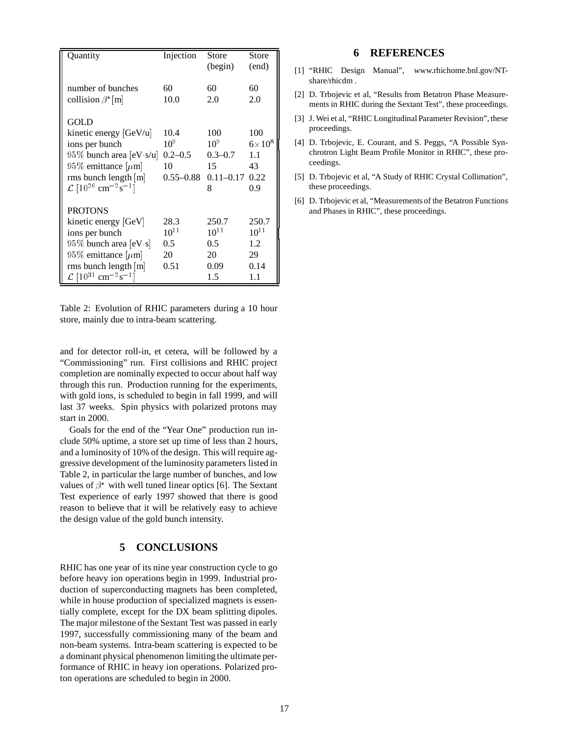| Quantity | Injection | Store (begin) | Store (end) |
|---|---|---|---|
| number of bunches | 60 | 60 | 60 |
| collision $\beta^*$ [m] | 10.0 | 2.0 | 2.0 |
| GOLD | | | |
| kinetic energy [GeV/u] | 10.4 | 100 | 100 |
| ions per bunch | $10^9$ | $10^9$ | $6\times10^8$ |
| 95% bunch area [eV·s/u] | 0.2–0.5 | 0.3–0.7 | 1.1 |
| 95% emittance [$\mu$m] | 10 | 15 | 43 |
| rms bunch length [m] | 0.55–0.88 | 0.11–0.17 | 0.22 |
| $\mathcal{L}$ [$10^{26}$ cm$^{-2}$s$^{-1}$] | | 8 | 0.9 |
| PROTONS | | | |
| kinetic energy [GeV] | 28.3 | 250.7 | 250.7 |
| ions per bunch | $10^{11}$ | $10^{11}$ | $10^{11}$ |
| 95% bunch area [eV·s] | 0.5 | 0.5 | 1.2 |
| 95% emittance [$\mu$m] | 20 | 20 | 29 |
| rms bunch length [m] | 0.51 | 0.09 | 0.14 |
| $\mathcal{L}$ [$10^{31}$ cm$^{-2}$s$^{-1}$] | | 1.5 | 1.1 |

Table 2: Evolution of RHIC parameters during a 10 hour store, mainly due to intra-beam scattering.

and for detector roll-in, et cetera, will be followed by a "Commissioning" run. First collisions and RHIC project completion are nominally expected to occur about half way through this run. Production running for the experiments, with gold ions, is scheduled to begin in fall 1999, and will last 37 weeks. Spin physics with polarized protons may start in 2000.

Goals for the end of the "Year One" production run include 50% uptime, a store set up time of less than 2 hours, and a luminosity of 10% of the design. This will require aggressive development of the luminosity parameters listed in Table 2, in particular the large number of bunches, and low values of $\beta^*$ with well tuned linear optics [6]. The Sextant Test experience of early 1997 showed that there is good reason to believe that it will be relatively easy to achieve the design value of the gold bunch intensity.

## 5 CONCLUSIONS

RHIC has one year of its nine year construction cycle to go before heavy ion operations begin in 1999. Industrial production of superconducting magnets has been completed, while in house production of specialized magnets is essentially complete, except for the DX beam splitting dipoles. The major milestone of the Sextant Test was passed in early 1997, successfully commissioning many of the beam and non-beam systems. Intra-beam scattering is expected to be a dominant physical phenomenon limiting the ultimate performance of RHIC in heavy ion operations. Polarized proton operations are scheduled to begin in 2000.

## 6 REFERENCES

[1] "RHIC Design Manual", www.rhichome.bnl.gov/NT-share/rhicdm .

[2] D. Trbojevic et al, "Results from Betatron Phase Measurements in RHIC during the Sextant Test", these proceedings.

[3] J. Wei et al, "RHIC Longitudinal Parameter Revision", these proceedings.

[4] D. Trbojevic, E. Courant, and S. Peggs, "A Possible Synchrotron Light Beam Profile Monitor in RHIC", these proceedings.

[5] D. Trbojevic et al, "A Study of RHIC Crystal Collimation", these proceedings.

[6] D. Trbojevic et al, "Measurements of the Betatron Functions and Phases in RHIC", these proceedings.